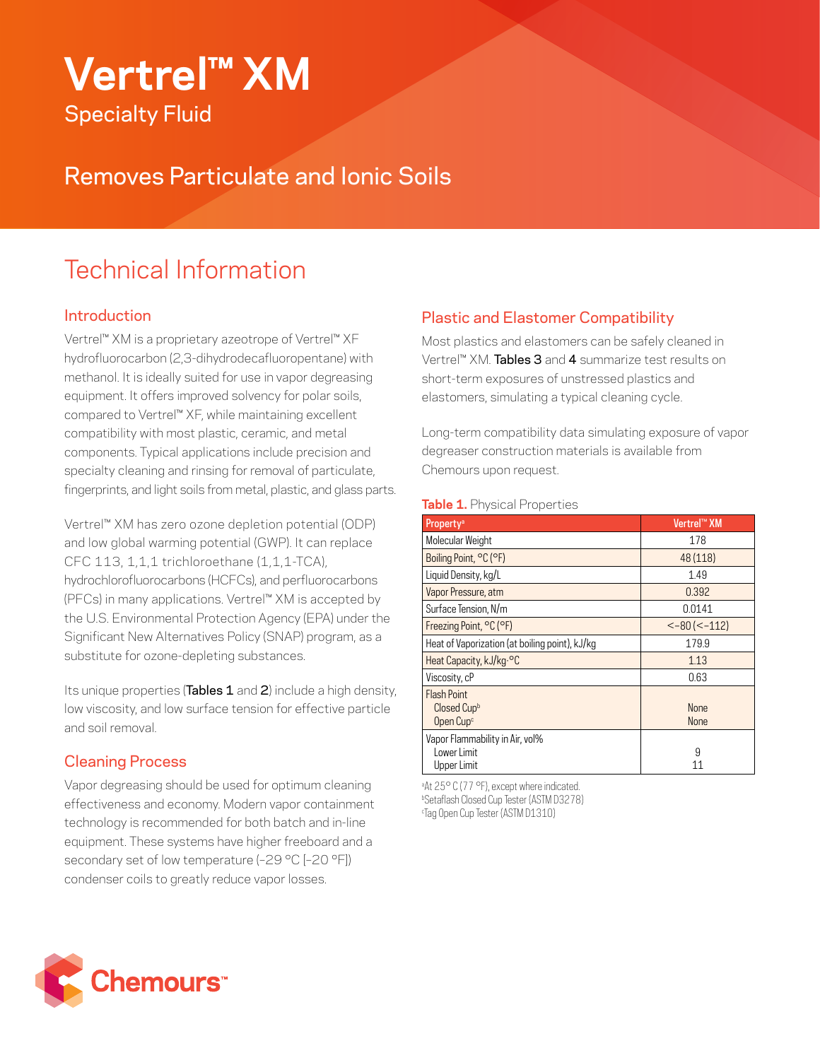# Vertrel™ XM

Specialty Fluid

## Removes Particulate and Ionic Soils

# Technical Information

## Introduction

Vertrel™ XM is a proprietary azeotrope of Vertrel™ XF hydrofluorocarbon (2,3-dihydrodecafluoropentane) with methanol. It is ideally suited for use in vapor degreasing equipment. It offers improved solvency for polar soils, compared to Vertrel™ XF, while maintaining excellent compatibility with most plastic, ceramic, and metal components. Typical applications include precision and specialty cleaning and rinsing for removal of particulate, fingerprints, and light soils from metal, plastic, and glass parts.

Vertrel™ XM has zero ozone depletion potential (ODP) and low global warming potential (GWP). It can replace CFC 113, 1,1,1 trichloroethane (1,1,1-TCA), hydrochlorofluorocarbons (HCFCs), and perfluorocarbons (PFCs) in many applications. Vertrel™ XM is accepted by the U.S. Environmental Protection Agency (EPA) under the Significant New Alternatives Policy (SNAP) program, as a substitute for ozone-depleting substances.

Its unique properties (**Tables 1** and **2**) include a high density, low viscosity, and low surface tension for effective particle and soil removal.

## Cleaning Process

Vapor degreasing should be used for optimum cleaning effectiveness and economy. Modern vapor containment technology is recommended for both batch and in-line equipment. These systems have higher freeboard and a secondary set of low temperature (–29 °C [–20 °F]) condenser coils to greatly reduce vapor losses.

## Plastic and Elastomer Compatibility

Most plastics and elastomers can be safely cleaned in Vertrel™ XM. **Tables 3** and **4** summarize test results on short-term exposures of unstressed plastics and elastomers, simulating a typical cleaning cycle.

Long-term compatibility data simulating exposure of vapor degreaser construction materials is available from Chemours upon request.

**Table 1.** Physical Properties

| Property[a] | Vertrel™ XM |
|---|---|
| Molecular Weight | 178 |
| Boiling Point, °C (°F) | 48 (118) |
| Liquid Density, kg/L | 1.49 |
| Vapor Pressure, atm | 0.392 |
| Surface Tension, N/m | 0.0141 |
| Freezing Point, °C (°F) | <–80 (<–112) |
| Heat of Vaporization (at boiling point), kJ/kg | 179.9 |
| Heat Capacity, kJ/kg·°C | 1.13 |
| Viscosity, cP | 0.63 |
| Flash Point<br>Closed Cup[b]<br>Open Cup[c] | <br>None<br>None |
| Vapor Flammability in Air, vol%<br>Lower Limit<br>Upper Limit | <br>9<br>11 |

[a]At 25° C (77 °F), except where indicated.
[b]Setaflash Closed Cup Tester (ASTM D3278)
[c]Tag Open Cup Tester (ASTM D1310)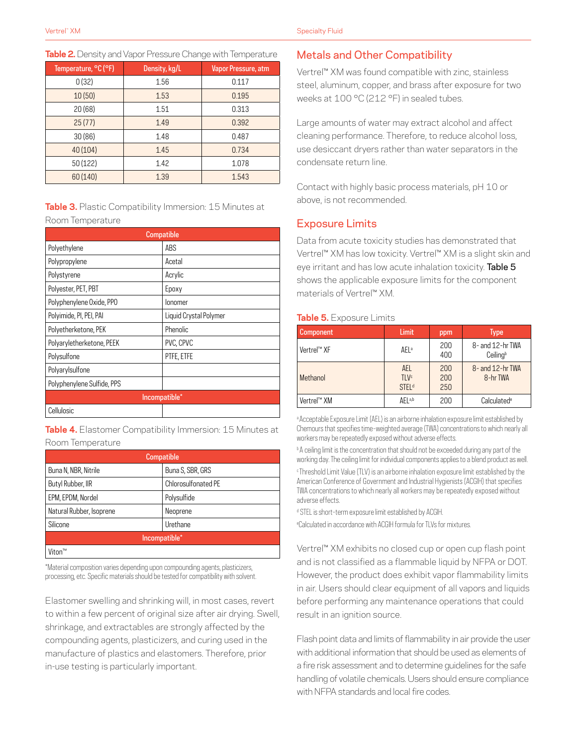**Table 2.** Density and Vapor Pressure Change with Temperature

| Temperature, °C (°F) | Density, kg/L | Vapor Pressure, atm |
|---|---|---|
| 0 (32) | 1.56 | 0.117 |
| 10 (50) | 1.53 | 0.195 |
| 20 (68) | 1.51 | 0.313 |
| 25 (77) | 1.49 | 0.392 |
| 30 (86) | 1.48 | 0.487 |
| 40 (104) | 1.45 | 0.734 |
| 50 (122) | 1.42 | 1.078 |
| 60 (140) | 1.39 | 1.543 |

**Table 3.** Plastic Compatibility Immersion: 15 Minutes at Room Temperature

| Compatible | |
|---|---|
| Polyethylene | ABS |
| Polypropylene | Acetal |
| Polystyrene | Acrylic |
| Polyester, PET, PBT | Epoxy |
| Polyphenylene Oxide, PPO | Ionomer |
| Polyimide, PI, PEI, PAI | Liquid Crystal Polymer |
| Polyetherketone, PEK | Phenolic |
| Polyaryletherketone, PEEK | PVC, CPVC |
| Polysulfone | PTFE, ETFE |
| Polyarylsulfone | |
| Polyphenylene Sulfide, PPS | |
| **Incompatible*** | |
| Cellulosic | |

**Table 4.** Elastomer Compatibility Immersion: 15 Minutes at Room Temperature

| Compatible | |
|---|---|
| Buna N, NBR, Nitrile | Buna S, SBR, GRS |
| Butyl Rubber, IIR | Chlorosulfonated PE |
| EPM, EPDM, Nordel | Polysulfide |
| Natural Rubber, Isoprene | Neoprene |
| Silicone | Urethane |
| **Incompatible*** | |
| Viton™ | |

*Material composition varies depending upon compounding agents, plasticizers, processing, etc. Specific materials should be tested for compatibility with solvent.

Elastomer swelling and shrinking will, in most cases, revert to within a few percent of original size after air drying. Swell, shrinkage, and extractables are strongly affected by the compounding agents, plasticizers, and curing used in the manufacture of plastics and elastomers. Therefore, prior in-use testing is particularly important.

## Metals and Other Compatibility

Vertrel™ XM was found compatible with zinc, stainless steel, aluminum, copper, and brass after exposure for two weeks at 100 °C (212 °F) in sealed tubes.

Large amounts of water may extract alcohol and affect cleaning performance. Therefore, to reduce alcohol loss, use desiccant dryers rather than water separators in the condensate return line.

Contact with highly basic process materials, pH 10 or above, is not recommended.

## Exposure Limits

Data from acute toxicity studies has demonstrated that Vertrel™ XM has low toxicity. Vertrel™ XM is a slight skin and eye irritant and has low acute inhalation toxicity. Table 5 shows the applicable exposure limits for the component materials of Vertrel™ XM.

**Table 5.** Exposure Limits

| Component | Limit | ppm | Type |
|---|---|---|---|
| Vertrel™ XF | AEL[a] | 200<br>400 | 8- and 12-hr TWA<br>Ceiling[b] |
| Methanol | AEL<br>TLV[c]<br>STEL[d] | 200<br>200<br>250 | 8- and 12-hr TWA<br>8-hr TWA |
| Vertrel™ XM | AEL[a,b] | 200 | Calculated[e] |

[a] Acceptable Exposure Limit (AEL) is an airborne inhalation exposure limit established by Chemours that specifies time-weighted average (TWA) concentrations to which nearly all workers may be repeatedly exposed without adverse effects.

[b] A ceiling limit is the concentration that should not be exceeded during any part of the working day. The ceiling limit for individual components applies to a blend product as well.

[c] Threshold Limit Value (TLV) is an airborne inhalation exposure limit established by the American Conference of Government and Industrial Hygienists (ACGIH) that specifies TWA concentrations to which nearly all workers may be repeatedly exposed without adverse effects.

[d] STEL is short-term exposure limit established by ACGIH.

[e] Calculated in accordance with ACGIH formula for TLVs for mixtures.

Vertrel™ XM exhibits no closed cup or open cup flash point and is not classified as a flammable liquid by NFPA or DOT. However, the product does exhibit vapor flammability limits in air. Users should clear equipment of all vapors and liquids before performing any maintenance operations that could result in an ignition source.

Flash point data and limits of flammability in air provide the user with additional information that should be used as elements of a fire risk assessment and to determine guidelines for the safe handling of volatile chemicals. Users should ensure compliance with NFPA standards and local fire codes.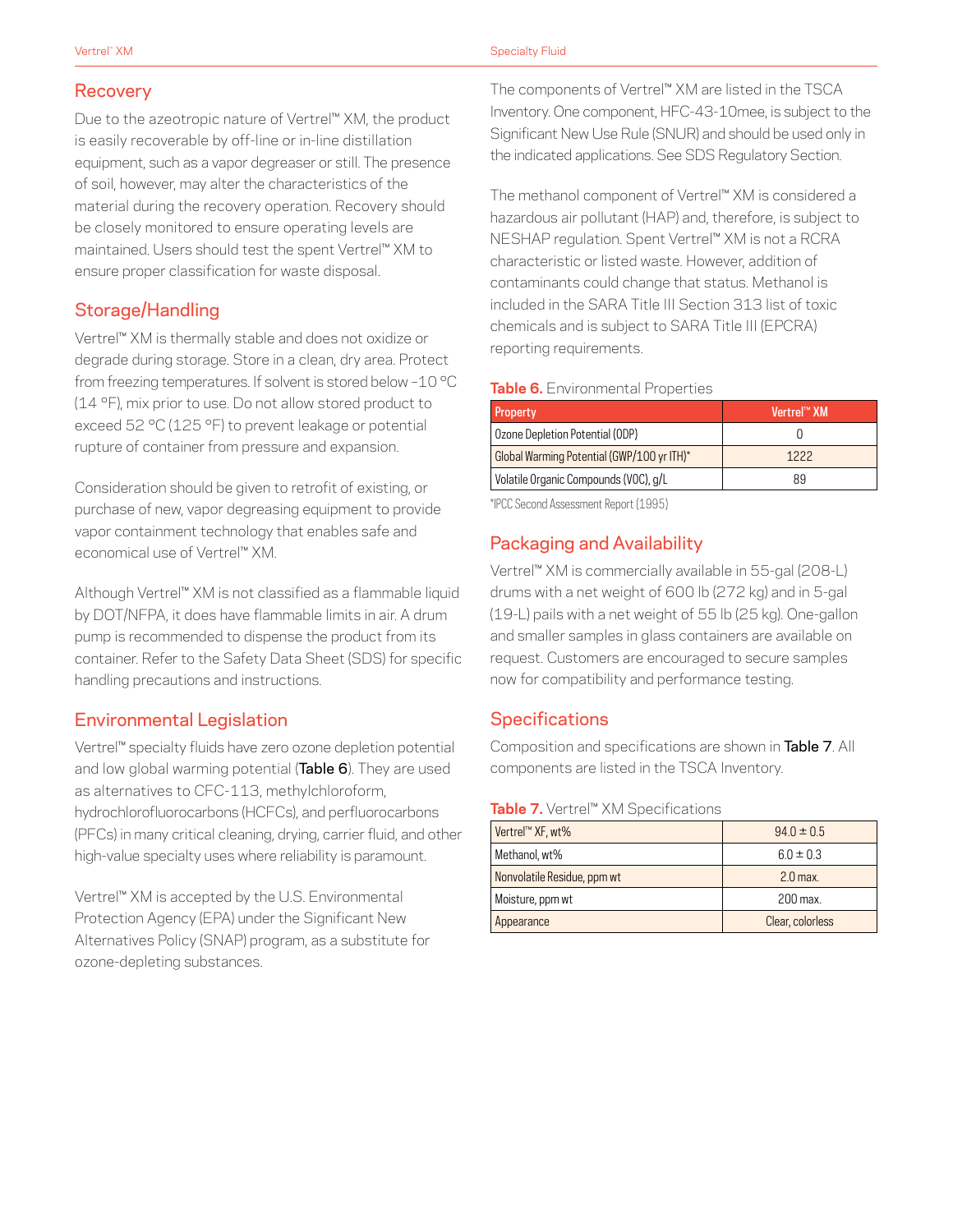## Recovery

Due to the azeotropic nature of Vertrel™ XM, the product is easily recoverable by off-line or in-line distillation equipment, such as a vapor degreaser or still. The presence of soil, however, may alter the characteristics of the material during the recovery operation. Recovery should be closely monitored to ensure operating levels are maintained. Users should test the spent Vertrel™ XM to ensure proper classification for waste disposal.

## Storage/Handling

Vertrel™ XM is thermally stable and does not oxidize or degrade during storage. Store in a clean, dry area. Protect from freezing temperatures. If solvent is stored below –10 °C (14 °F), mix prior to use. Do not allow stored product to exceed 52 °C (125 °F) to prevent leakage or potential rupture of container from pressure and expansion.

Consideration should be given to retrofit of existing, or purchase of new, vapor degreasing equipment to provide vapor containment technology that enables safe and economical use of Vertrel™ XM.

Although Vertrel™ XM is not classified as a flammable liquid by DOT/NFPA, it does have flammable limits in air. A drum pump is recommended to dispense the product from its container. Refer to the Safety Data Sheet (SDS) for specific handling precautions and instructions.

## Environmental Legislation

Vertrel™ specialty fluids have zero ozone depletion potential and low global warming potential (**Table 6**). They are used as alternatives to CFC-113, methylchloroform, hydrochlorofluorocarbons (HCFCs), and perfluorocarbons (PFCs) in many critical cleaning, drying, carrier fluid, and other high-value specialty uses where reliability is paramount.

Vertrel™ XM is accepted by the U.S. Environmental Protection Agency (EPA) under the Significant New Alternatives Policy (SNAP) program, as a substitute for ozone-depleting substances.

The components of Vertrel™ XM are listed in the TSCA Inventory. One component, HFC-43-10mee, is subject to the Significant New Use Rule (SNUR) and should be used only in the indicated applications. See SDS Regulatory Section.

The methanol component of Vertrel™ XM is considered a hazardous air pollutant (HAP) and, therefore, is subject to NESHAP regulation. Spent Vertrel™ XM is not a RCRA characteristic or listed waste. However, addition of contaminants could change that status. Methanol is included in the SARA Title III Section 313 list of toxic chemicals and is subject to SARA Title III (EPCRA) reporting requirements.

**Table 6.** Environmental Properties

| Property | Vertrel™ XM |
|---|---|
| Ozone Depletion Potential (ODP) | 0 |
| Global Warming Potential (GWP/100 yr ITH)* | 1222 |
| Volatile Organic Compounds (VOC), g/L | 89 |

*IPCC Second Assessment Report (1995)

## Packaging and Availability

Vertrel™ XM is commercially available in 55-gal (208-L) drums with a net weight of 600 lb (272 kg) and in 5-gal (19-L) pails with a net weight of 55 lb (25 kg). One-gallon and smaller samples in glass containers are available on request. Customers are encouraged to secure samples now for compatibility and performance testing.

## Specifications

Composition and specifications are shown in **Table 7**. All components are listed in the TSCA Inventory.

**Table 7.** Vertrel™ XM Specifications

| | |
|---|---|
| Vertrel™ XF, wt% | 94.0 ± 0.5 |
| Methanol, wt% | 6.0 ± 0.3 |
| Nonvolatile Residue, ppm wt | 2.0 max. |
| Moisture, ppm wt | 200 max. |
| Appearance | Clear, colorless |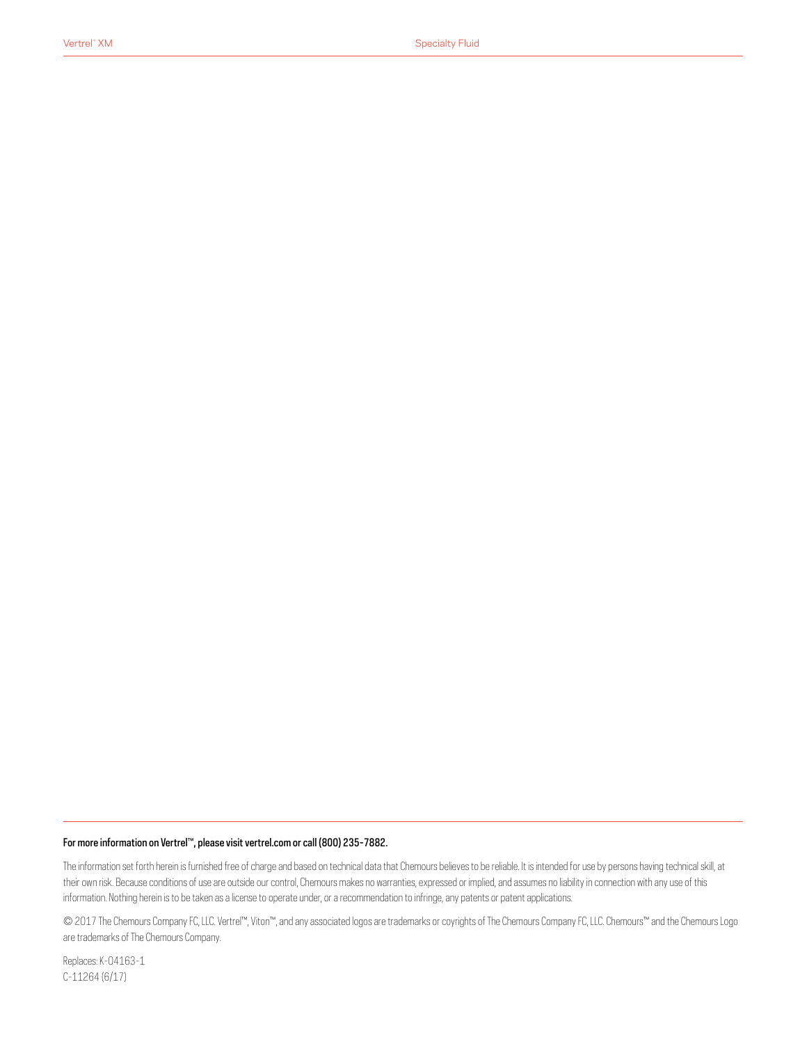**For more information on Vertrel™, please visit vertrel.com or call (800) 235-7882.**

The information set forth herein is furnished free of charge and based on technical data that Chemours believes to be reliable. It is intended for use by persons having technical skill, at their own risk. Because conditions of use are outside our control, Chemours makes no warranties, expressed or implied, and assumes no liability in connection with any use of this information. Nothing herein is to be taken as a license to operate under, or a recommendation to infringe, any patents or patent applications.

© 2017 The Chemours Company FC, LLC. Vertrel™, Viton™, and any associated logos are trademarks or coyrights of The Chemours Company FC, LLC. Chemours™ and the Chemours Logo are trademarks of The Chemours Company.

Replaces: K-04163-1
C-11264 (6/17)